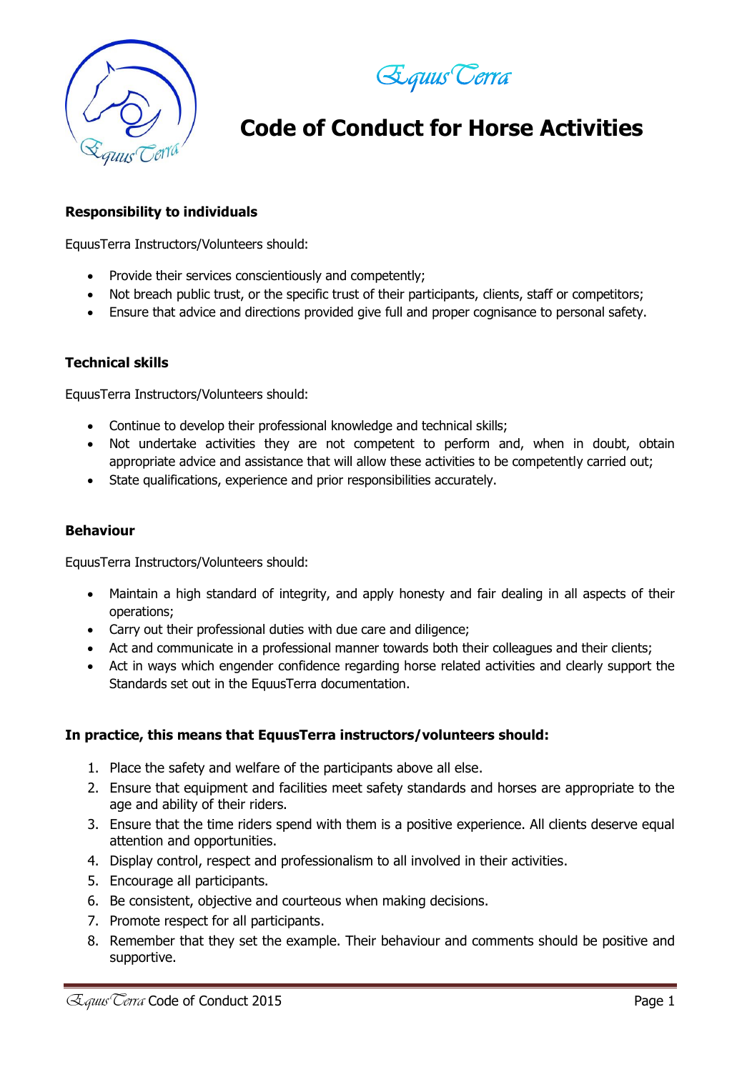EquusTerra

# Code of Conduct for Horse Activities

### Responsibility to individuals

EquusTerra Instructors/Volunteers should:

- Provide their services conscientiously and competently;
- Not breach public trust, or the specific trust of their participants, clients, staff or competitors;
- Ensure that advice and directions provided give full and proper cognisance to personal safety.

### Technical skills

EquusTerra Instructors/Volunteers should:

- Continue to develop their professional knowledge and technical skills;
- Not undertake activities they are not competent to perform and, when in doubt, obtain appropriate advice and assistance that will allow these activities to be competently carried out;
- State qualifications, experience and prior responsibilities accurately.

### Behaviour

EquusTerra Instructors/Volunteers should:

- Maintain a high standard of integrity, and apply honesty and fair dealing in all aspects of their operations;
- Carry out their professional duties with due care and diligence;
- Act and communicate in a professional manner towards both their colleagues and their clients;
- Act in ways which engender confidence regarding horse related activities and clearly support the Standards set out in the EquusTerra documentation.

### In practice, this means that EquusTerra instructors/volunteers should:

1. Place the safety and welfare of the participants above all else.
2. Ensure that equipment and facilities meet safety standards and horses are appropriate to the age and ability of their riders.
3. Ensure that the time riders spend with them is a positive experience. All clients deserve equal attention and opportunities.
4. Display control, respect and professionalism to all involved in their activities.
5. Encourage all participants.
6. Be consistent, objective and courteous when making decisions.
7. Promote respect for all participants.
8. Remember that they set the example. Their behaviour and comments should be positive and supportive.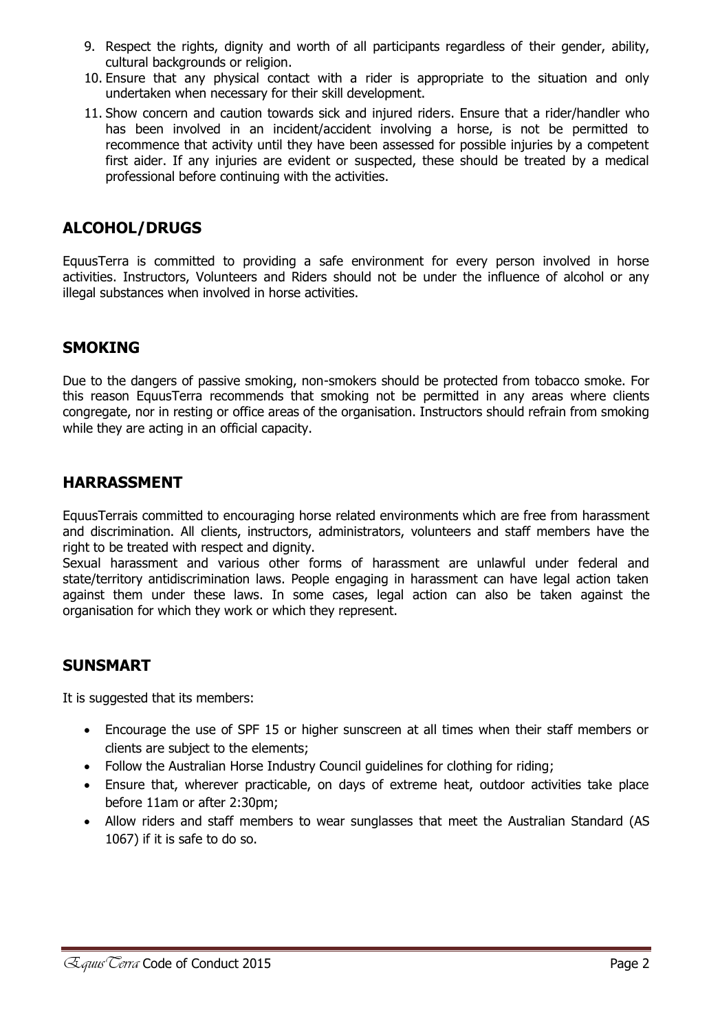9. Respect the rights, dignity and worth of all participants regardless of their gender, ability, cultural backgrounds or religion.
10. Ensure that any physical contact with a rider is appropriate to the situation and only undertaken when necessary for their skill development.
11. Show concern and caution towards sick and injured riders. Ensure that a rider/handler who has been involved in an incident/accident involving a horse, is not be permitted to recommence that activity until they have been assessed for possible injuries by a competent first aider. If any injuries are evident or suspected, these should be treated by a medical professional before continuing with the activities.

## ALCOHOL/DRUGS

EquusTerra is committed to providing a safe environment for every person involved in horse activities. Instructors, Volunteers and Riders should not be under the influence of alcohol or any illegal substances when involved in horse activities.

## SMOKING

Due to the dangers of passive smoking, non-smokers should be protected from tobacco smoke. For this reason EquusTerra recommends that smoking not be permitted in any areas where clients congregate, nor in resting or office areas of the organisation. Instructors should refrain from smoking while they are acting in an official capacity.

## HARRASSMENT

EquusTerrais committed to encouraging horse related environments which are free from harassment and discrimination. All clients, instructors, administrators, volunteers and staff members have the right to be treated with respect and dignity.

Sexual harassment and various other forms of harassment are unlawful under federal and state/territory antidiscrimination laws. People engaging in harassment can have legal action taken against them under these laws. In some cases, legal action can also be taken against the organisation for which they work or which they represent.

## SUNSMART

It is suggested that its members:

- Encourage the use of SPF 15 or higher sunscreen at all times when their staff members or clients are subject to the elements;
- Follow the Australian Horse Industry Council guidelines for clothing for riding;
- Ensure that, wherever practicable, on days of extreme heat, outdoor activities take place before 11am or after 2:30pm;
- Allow riders and staff members to wear sunglasses that meet the Australian Standard (AS 1067) if it is safe to do so.